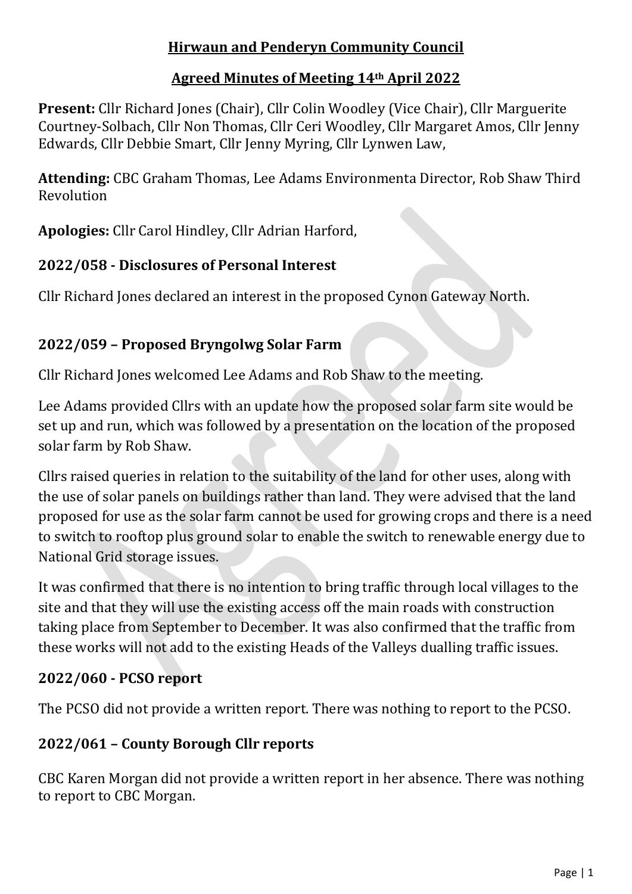# Hirwaun and Penderyn Community Council

## Agreed Minutes of Meeting 14th April 2022

**Present:** Cllr Richard Jones (Chair), Cllr Colin Woodley (Vice Chair), Cllr Marguerite Courtney-Solbach, Cllr Non Thomas, Cllr Ceri Woodley, Cllr Margaret Amos, Cllr Jenny Edwards, Cllr Debbie Smart, Cllr Jenny Myring, Cllr Lynwen Law,

**Attending:** CBC Graham Thomas, Lee Adams Environmenta Director, Rob Shaw Third Revolution

**Apologies:** Cllr Carol Hindley, Cllr Adrian Harford,

### 2022/058 - Disclosures of Personal Interest

Cllr Richard Jones declared an interest in the proposed Cynon Gateway North.

### 2022/059 – Proposed Bryngolwg Solar Farm

Cllr Richard Jones welcomed Lee Adams and Rob Shaw to the meeting.

Lee Adams provided Cllrs with an update how the proposed solar farm site would be set up and run, which was followed by a presentation on the location of the proposed solar farm by Rob Shaw.

Cllrs raised queries in relation to the suitability of the land for other uses, along with the use of solar panels on buildings rather than land. They were advised that the land proposed for use as the solar farm cannot be used for growing crops and there is a need to switch to rooftop plus ground solar to enable the switch to renewable energy due to National Grid storage issues.

It was confirmed that there is no intention to bring traffic through local villages to the site and that they will use the existing access off the main roads with construction taking place from September to December. It was also confirmed that the traffic from these works will not add to the existing Heads of the Valleys dualling traffic issues.

### 2022/060 - PCSO report

The PCSO did not provide a written report. There was nothing to report to the PCSO.

### 2022/061 – County Borough Cllr reports

CBC Karen Morgan did not provide a written report in her absence. There was nothing to report to CBC Morgan.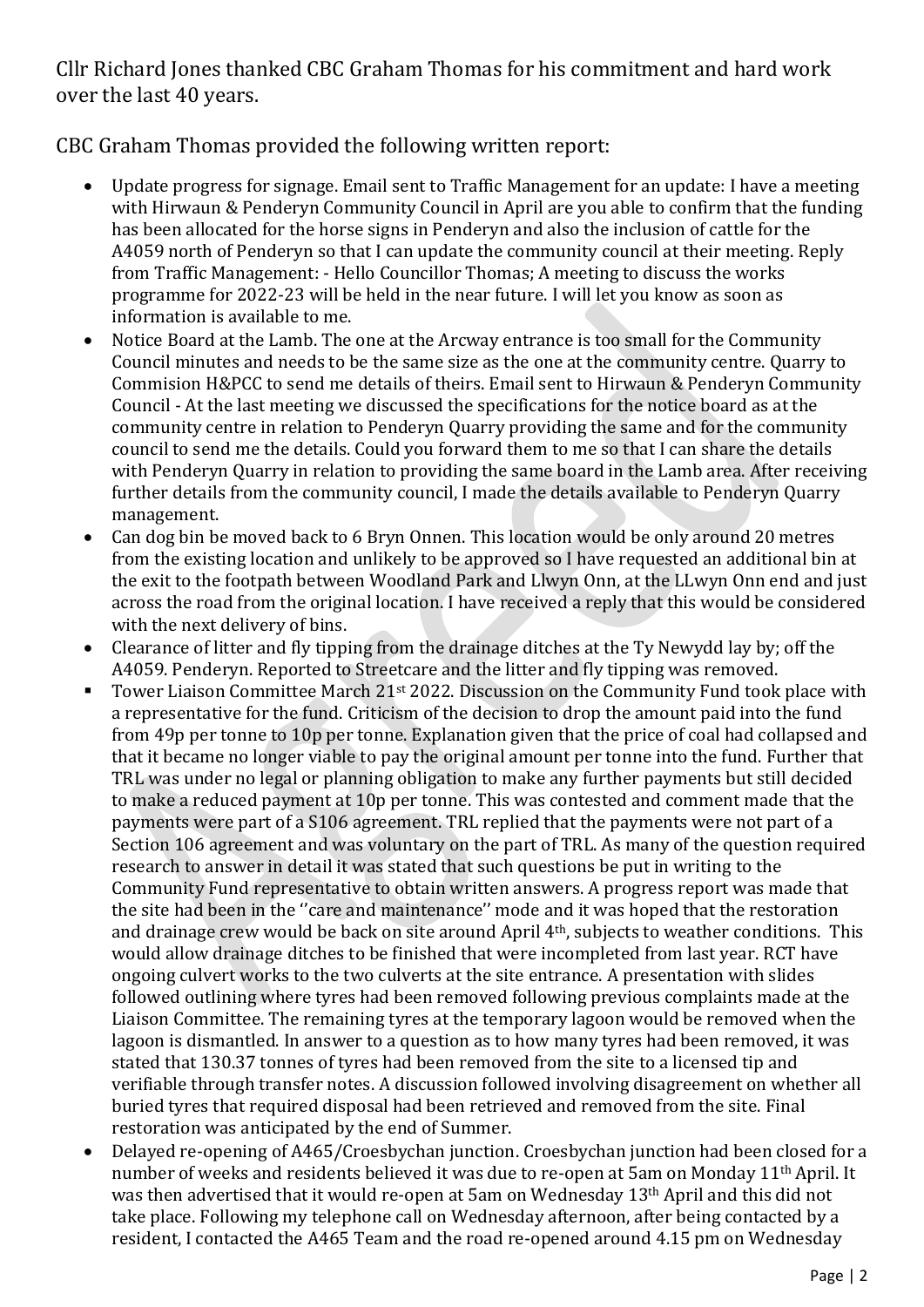Cllr Richard Jones thanked CBC Graham Thomas for his commitment and hard work over the last 40 years.

CBC Graham Thomas provided the following written report:

- Update progress for signage. Email sent to Traffic Management for an update: I have a meeting with Hirwaun & Penderyn Community Council in April are you able to confirm that the funding has been allocated for the horse signs in Penderyn and also the inclusion of cattle for the A4059 north of Penderyn so that I can update the community council at their meeting. Reply from Traffic Management: - Hello Councillor Thomas; A meeting to discuss the works programme for 2022-23 will be held in the near future. I will let you know as soon as information is available to me.
- Notice Board at the Lamb. The one at the Arcway entrance is too small for the Community Council minutes and needs to be the same size as the one at the community centre. Quarry to Commision H&PCC to send me details of theirs. Email sent to Hirwaun & Penderyn Community Council - At the last meeting we discussed the specifications for the notice board as at the community centre in relation to Penderyn Quarry providing the same and for the community council to send me the details. Could you forward them to me so that I can share the details with Penderyn Quarry in relation to providing the same board in the Lamb area. After receiving further details from the community council, I made the details available to Penderyn Quarry management.
- Can dog bin be moved back to 6 Bryn Onnen. This location would be only around 20 metres from the existing location and unlikely to be approved so I have requested an additional bin at the exit to the footpath between Woodland Park and Llwyn Onn, at the LLwyn Onn end and just across the road from the original location. I have received a reply that this would be considered with the next delivery of bins.
- Clearance of litter and fly tipping from the drainage ditches at the Ty Newydd lay by; off the A4059. Penderyn. Reported to Streetcare and the litter and fly tipping was removed.
- Tower Liaison Committee March 21st 2022. Discussion on the Community Fund took place with a representative for the fund. Criticism of the decision to drop the amount paid into the fund from 49p per tonne to 10p per tonne. Explanation given that the price of coal had collapsed and that it became no longer viable to pay the original amount per tonne into the fund. Further that TRL was under no legal or planning obligation to make any further payments but still decided to make a reduced payment at 10p per tonne. This was contested and comment made that the payments were part of a S106 agreement. TRL replied that the payments were not part of a Section 106 agreement and was voluntary on the part of TRL. As many of the question required research to answer in detail it was stated that such questions be put in writing to the Community Fund representative to obtain written answers. A progress report was made that the site had been in the ''care and maintenance'' mode and it was hoped that the restoration and drainage crew would be back on site around April 4th, subjects to weather conditions. This would allow drainage ditches to be finished that were incompleted from last year. RCT have ongoing culvert works to the two culverts at the site entrance. A presentation with slides followed outlining where tyres had been removed following previous complaints made at the Liaison Committee. The remaining tyres at the temporary lagoon would be removed when the lagoon is dismantled. In answer to a question as to how many tyres had been removed, it was stated that 130.37 tonnes of tyres had been removed from the site to a licensed tip and verifiable through transfer notes. A discussion followed involving disagreement on whether all buried tyres that required disposal had been retrieved and removed from the site. Final restoration was anticipated by the end of Summer.
- Delayed re-opening of A465/Croesbychan junction. Croesbychan junction had been closed for a number of weeks and residents believed it was due to re-open at 5am on Monday 11th April. It was then advertised that it would re-open at 5am on Wednesday 13th April and this did not take place. Following my telephone call on Wednesday afternoon, after being contacted by a resident, I contacted the A465 Team and the road re-opened around 4.15 pm on Wednesday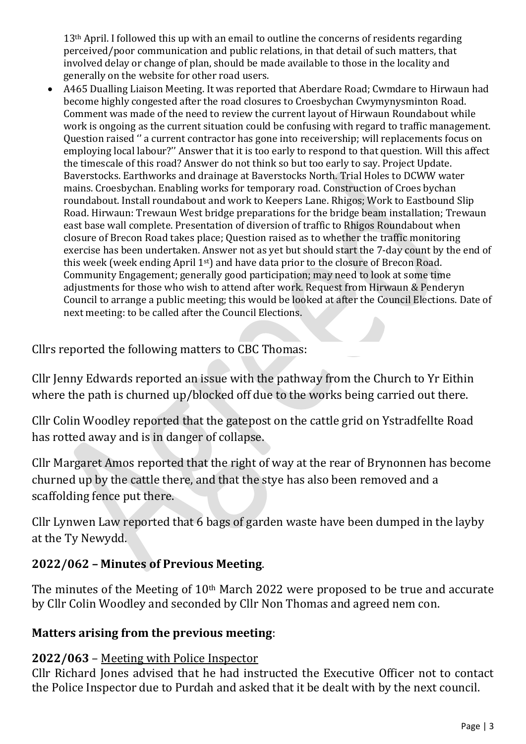13th April. I followed this up with an email to outline the concerns of residents regarding perceived/poor communication and public relations, in that detail of such matters, that involved delay or change of plan, should be made available to those in the locality and generally on the website for other road users.

- A465 Dualling Liaison Meeting. It was reported that Aberdare Road; Cwmdare to Hirwaun had become highly congested after the road closures to Croesbychan Cwymynysminton Road. Comment was made of the need to review the current layout of Hirwaun Roundabout while work is ongoing as the current situation could be confusing with regard to traffic management. Question raised '' a current contractor has gone into receivership; will replacements focus on employing local labour?'' Answer that it is too early to respond to that question. Will this affect the timescale of this road? Answer do not think so but too early to say. Project Update. Baverstocks. Earthworks and drainage at Baverstocks North. Trial Holes to DCWW water mains. Croesbychan. Enabling works for temporary road. Construction of Croes bychan roundabout. Install roundabout and work to Keepers Lane. Rhigos; Work to Eastbound Slip Road. Hirwaun: Trewaun West bridge preparations for the bridge beam installation; Trewaun east base wall complete. Presentation of diversion of traffic to Rhigos Roundabout when closure of Brecon Road takes place; Question raised as to whether the traffic monitoring exercise has been undertaken. Answer not as yet but should start the 7-day count by the end of this week (week ending April 1st) and have data prior to the closure of Brecon Road. Community Engagement; generally good participation; may need to look at some time adjustments for those who wish to attend after work. Request from Hirwaun & Penderyn Council to arrange a public meeting; this would be looked at after the Council Elections. Date of next meeting: to be called after the Council Elections.

Cllrs reported the following matters to CBC Thomas:

Cllr Jenny Edwards reported an issue with the pathway from the Church to Yr Eithin where the path is churned up/blocked off due to the works being carried out there.

Cllr Colin Woodley reported that the gatepost on the cattle grid on Ystradfellte Road has rotted away and is in danger of collapse.

Cllr Margaret Amos reported that the right of way at the rear of Brynonnen has become churned up by the cattle there, and that the stye has also been removed and a scaffolding fence put there.

Cllr Lynwen Law reported that 6 bags of garden waste have been dumped in the layby at the Ty Newydd.

## 2022/062 – Minutes of Previous Meeting.

The minutes of the Meeting of 10th March 2022 were proposed to be true and accurate by Cllr Colin Woodley and seconded by Cllr Non Thomas and agreed nem con.

## Matters arising from the previous meeting:

### 2022/063 – Meeting with Police Inspector

Cllr Richard Jones advised that he had instructed the Executive Officer not to contact the Police Inspector due to Purdah and asked that it be dealt with by the next council.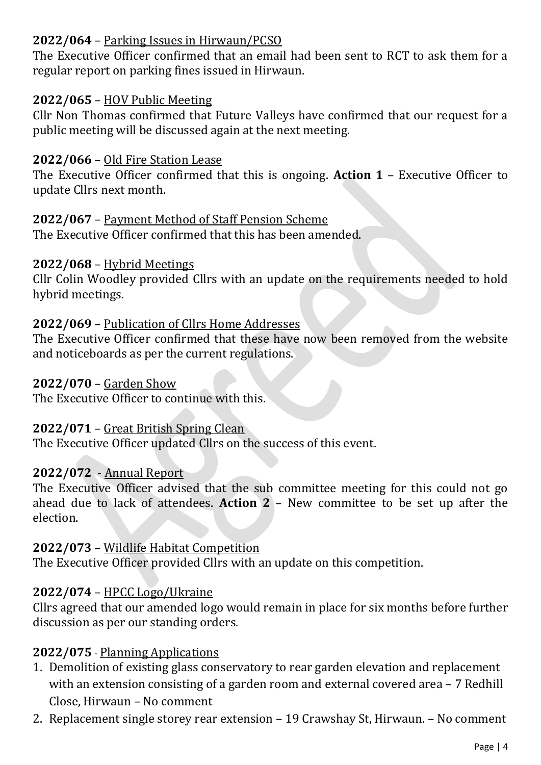**2022/064** – Parking Issues in Hirwaun/PCSO
The Executive Officer confirmed that an email had been sent to RCT to ask them for a regular report on parking fines issued in Hirwaun.

**2022/065** – HOV Public Meeting
Cllr Non Thomas confirmed that Future Valleys have confirmed that our request for a public meeting will be discussed again at the next meeting.

**2022/066** – Old Fire Station Lease
The Executive Officer confirmed that this is ongoing. **Action 1** – Executive Officer to update Cllrs next month.

**2022/067** – Payment Method of Staff Pension Scheme
The Executive Officer confirmed that this has been amended.

**2022/068** – Hybrid Meetings
Cllr Colin Woodley provided Cllrs with an update on the requirements needed to hold hybrid meetings.

**2022/069** – Publication of Cllrs Home Addresses
The Executive Officer confirmed that these have now been removed from the website and noticeboards as per the current regulations.

**2022/070** – Garden Show
The Executive Officer to continue with this.

**2022/071** – Great British Spring Clean
The Executive Officer updated Cllrs on the success of this event.

**2022/072** - Annual Report
The Executive Officer advised that the sub committee meeting for this could not go ahead due to lack of attendees. **Action 2** – New committee to be set up after the election.

**2022/073** – Wildlife Habitat Competition
The Executive Officer provided Cllrs with an update on this competition.

**2022/074** – HPCC Logo/Ukraine
Cllrs agreed that our amended logo would remain in place for six months before further discussion as per our standing orders.

**2022/075** - Planning Applications

1. Demolition of existing glass conservatory to rear garden elevation and replacement with an extension consisting of a garden room and external covered area – 7 Redhill Close, Hirwaun – No comment
2. Replacement single storey rear extension – 19 Crawshay St, Hirwaun. – No comment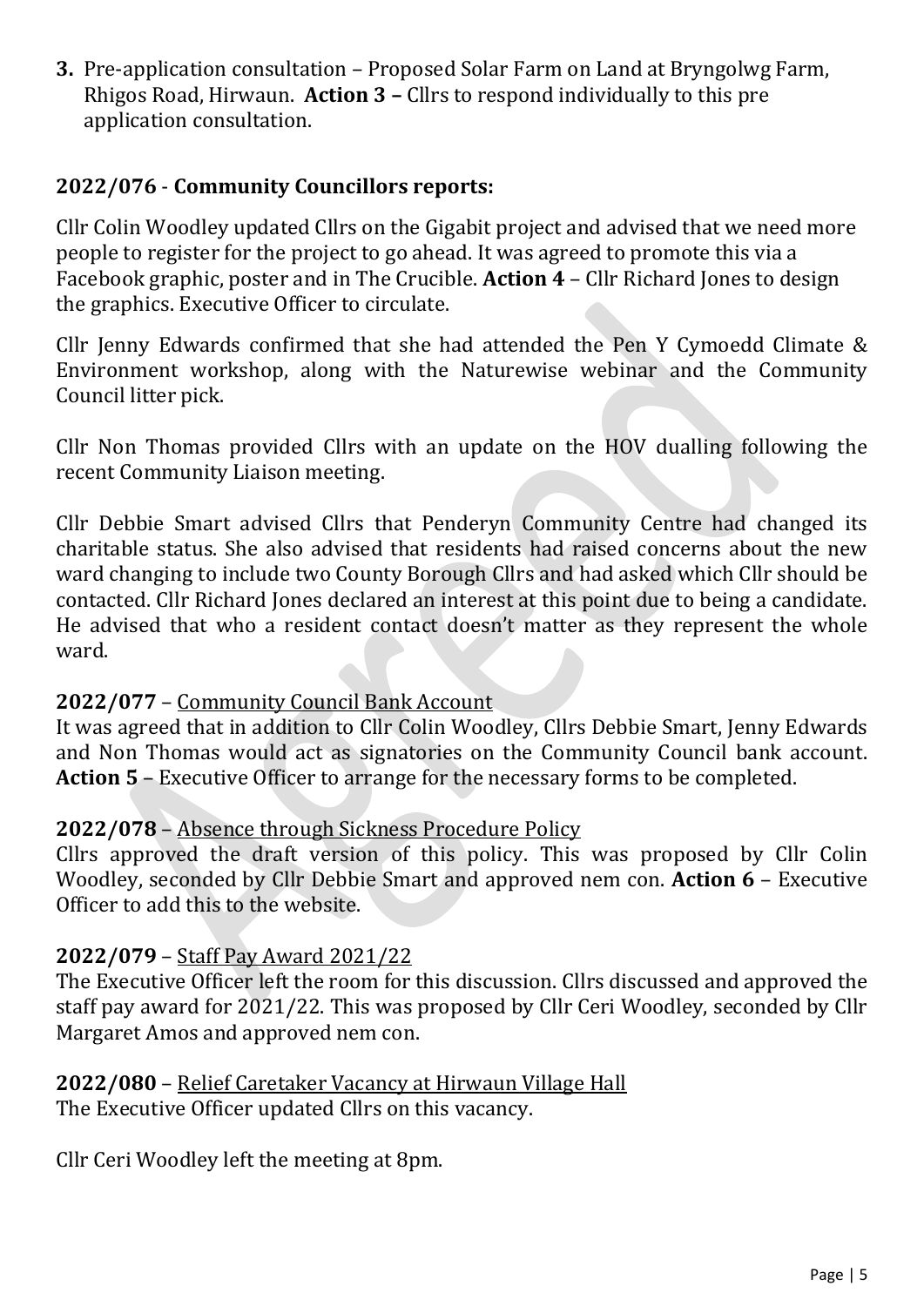3. Pre-application consultation – Proposed Solar Farm on Land at Bryngolwg Farm, Rhigos Road, Hirwaun. **Action 3 –** Cllrs to respond individually to this pre application consultation.

## 2022/076 - Community Councillors reports:

Cllr Colin Woodley updated Cllrs on the Gigabit project and advised that we need more people to register for the project to go ahead. It was agreed to promote this via a Facebook graphic, poster and in The Crucible. **Action 4** – Cllr Richard Jones to design the graphics. Executive Officer to circulate.

Cllr Jenny Edwards confirmed that she had attended the Pen Y Cymoedd Climate & Environment workshop, along with the Naturewise webinar and the Community Council litter pick.

Cllr Non Thomas provided Cllrs with an update on the HOV dualling following the recent Community Liaison meeting.

Cllr Debbie Smart advised Cllrs that Penderyn Community Centre had changed its charitable status. She also advised that residents had raised concerns about the new ward changing to include two County Borough Cllrs and had asked which Cllr should be contacted. Cllr Richard Jones declared an interest at this point due to being a candidate. He advised that who a resident contact doesn't matter as they represent the whole ward.

**2022/077** – Community Council Bank Account

It was agreed that in addition to Cllr Colin Woodley, Cllrs Debbie Smart, Jenny Edwards and Non Thomas would act as signatories on the Community Council bank account. **Action 5 –** Executive Officer to arrange for the necessary forms to be completed.

**2022/078** – Absence through Sickness Procedure Policy

Cllrs approved the draft version of this policy. This was proposed by Cllr Colin Woodley, seconded by Cllr Debbie Smart and approved nem con. **Action 6** – Executive Officer to add this to the website.

**2022/079** – Staff Pay Award 2021/22

The Executive Officer left the room for this discussion. Cllrs discussed and approved the staff pay award for 2021/22. This was proposed by Cllr Ceri Woodley, seconded by Cllr Margaret Amos and approved nem con.

**2022/080** – Relief Caretaker Vacancy at Hirwaun Village Hall

The Executive Officer updated Cllrs on this vacancy.

Cllr Ceri Woodley left the meeting at 8pm.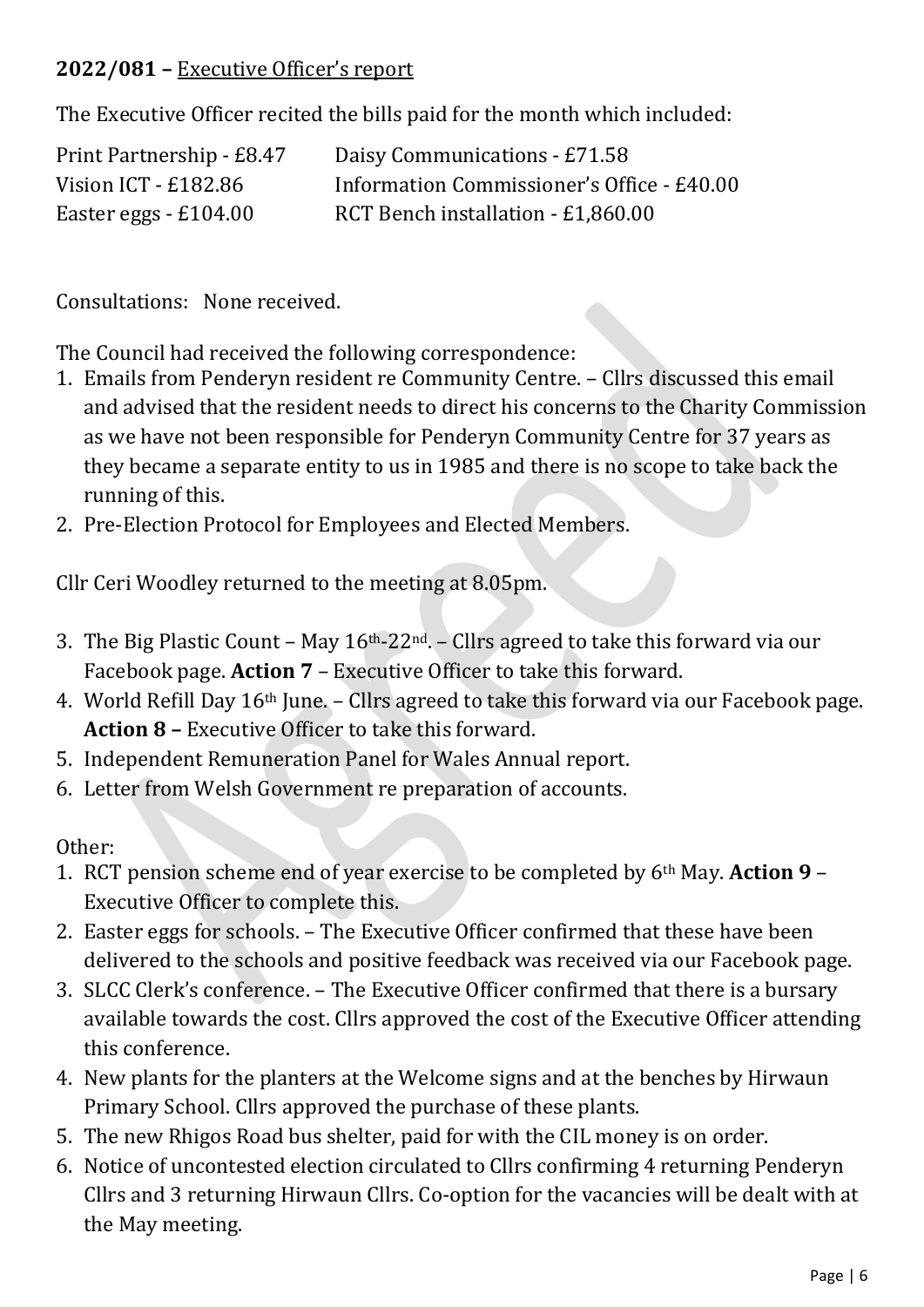**2022/081 –** Executive Officer's report

The Executive Officer recited the bills paid for the month which included:

| | |
|---|---|
| Print Partnership - £8.47 | Daisy Communications - £71.58 |
| Vision ICT - £182.86 | Information Commissioner's Office - £40.00 |
| Easter eggs - £104.00 | RCT Bench installation - £1,860.00 |

Consultations: None received.

The Council had received the following correspondence:

1. Emails from Penderyn resident re Community Centre. – Cllrs discussed this email and advised that the resident needs to direct his concerns to the Charity Commission as we have not been responsible for Penderyn Community Centre for 37 years as they became a separate entity to us in 1985 and there is no scope to take back the running of this.
2. Pre-Election Protocol for Employees and Elected Members.

Cllr Ceri Woodley returned to the meeting at 8.05pm.

3. The Big Plastic Count – May 16th-22nd. – Cllrs agreed to take this forward via our Facebook page. **Action 7** – Executive Officer to take this forward.
4. World Refill Day 16th June. – Cllrs agreed to take this forward via our Facebook page. **Action 8 –** Executive Officer to take this forward.
5. Independent Remuneration Panel for Wales Annual report.
6. Letter from Welsh Government re preparation of accounts.

Other:

1. RCT pension scheme end of year exercise to be completed by 6th May. **Action 9** – Executive Officer to complete this.
2. Easter eggs for schools. – The Executive Officer confirmed that these have been delivered to the schools and positive feedback was received via our Facebook page.
3. SLCC Clerk's conference. – The Executive Officer confirmed that there is a bursary available towards the cost. Cllrs approved the cost of the Executive Officer attending this conference.
4. New plants for the planters at the Welcome signs and at the benches by Hirwaun Primary School. Cllrs approved the purchase of these plants.
5. The new Rhigos Road bus shelter, paid for with the CIL money is on order.
6. Notice of uncontested election circulated to Cllrs confirming 4 returning Penderyn Cllrs and 3 returning Hirwaun Cllrs. Co-option for the vacancies will be dealt with at the May meeting.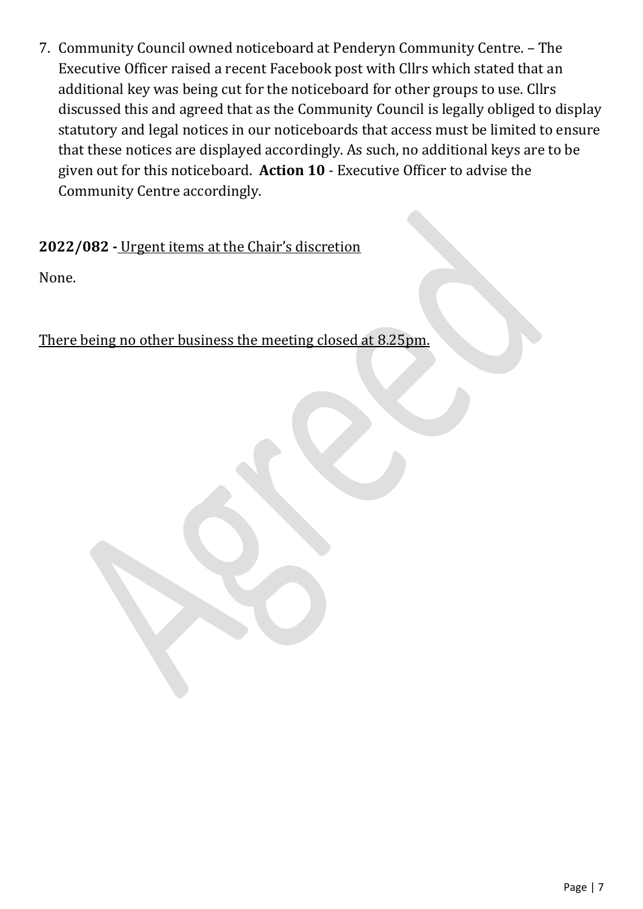7. Community Council owned noticeboard at Penderyn Community Centre. – The Executive Officer raised a recent Facebook post with Cllrs which stated that an additional key was being cut for the noticeboard for other groups to use. Cllrs discussed this and agreed that as the Community Council is legally obliged to display statutory and legal notices in our noticeboards that access must be limited to ensure that these notices are displayed accordingly. As such, no additional keys are to be given out for this noticeboard. **Action 10** - Executive Officer to advise the Community Centre accordingly.

**2022/082 -** <u>Urgent items at the Chair's discretion</u>

None.

<u>There being no other business the meeting closed at 8.25pm.</u>